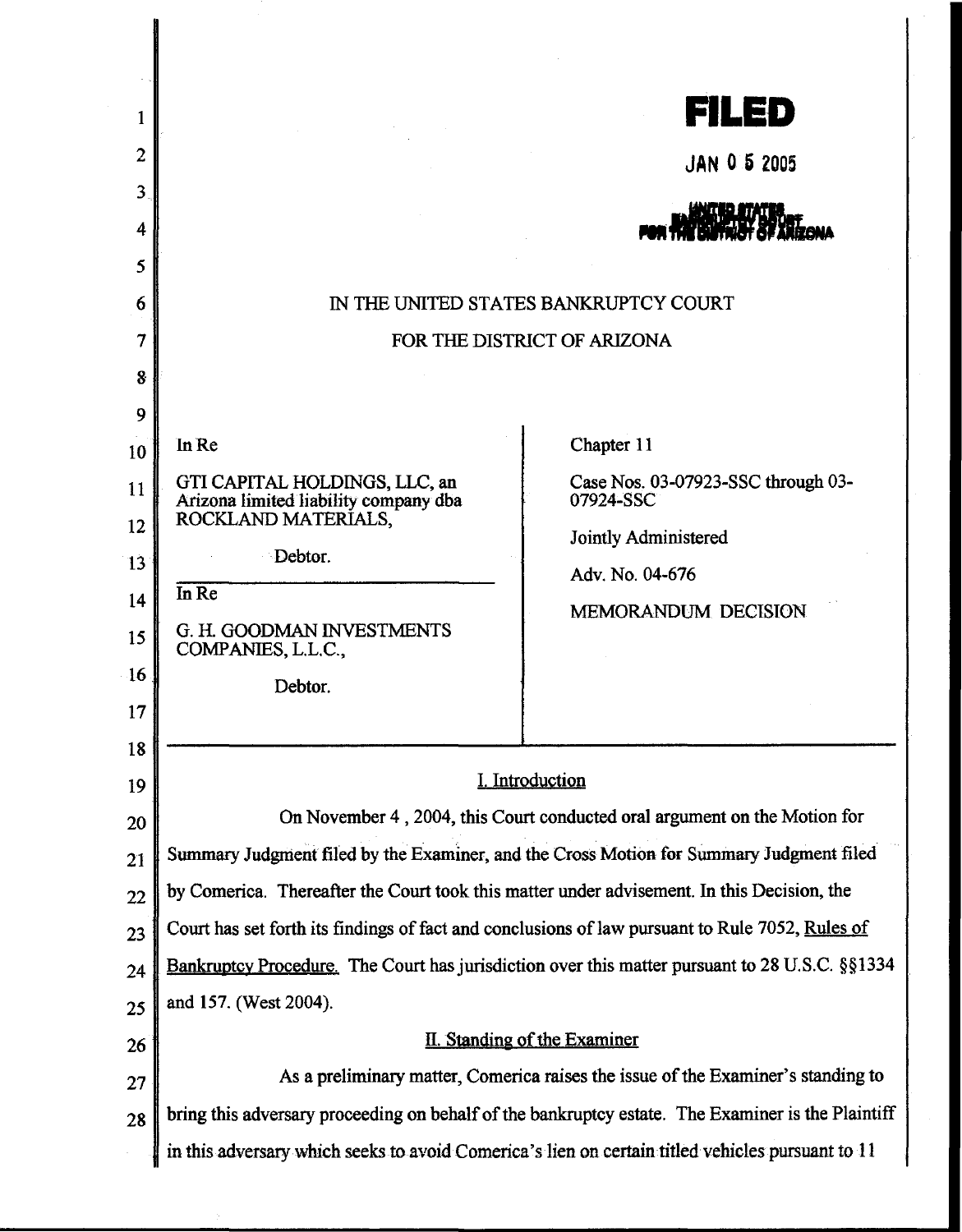**FILED**

JAN 0 5 2005

UNITED STATES BANKRUPTCY COURT FOR THE DISTRICT OF ARIZONA

IN THE UNITED STATES BANKRUPTCY COURT

FOR THE DISTRICT OF ARIZONA

| | |
|---|---|
| In Re<br><br>GTI CAPITAL HOLDINGS, LLC, an Arizona limited liability company dba ROCKLAND MATERIALS,<br><br>Debtor. | Chapter 11<br><br>Case Nos. 03-07923-SSC through 03-07924-SSC<br><br>Jointly Administered<br><br>Adv. No. 04-676<br><br>MEMORANDUM DECISION |
| In Re<br><br>G. H. GOODMAN INVESTMENTS COMPANIES, L.L.C.,<br><br>Debtor. | |

## I. Introduction

On November 4 , 2004, this Court conducted oral argument on the Motion for Summary Judgment filed by the Examiner, and the Cross Motion for Summary Judgment filed by Comerica. Thereafter the Court took this matter under advisement. In this Decision, the Court has set forth its findings of fact and conclusions of law pursuant to Rule 7052, Rules of Bankruptcy Procedure. The Court has jurisdiction over this matter pursuant to 28 U.S.C. §§1334 and 157. (West 2004).

## II. Standing of the Examiner

As a preliminary matter, Comerica raises the issue of the Examiner's standing to bring this adversary proceeding on behalf of the bankruptcy estate. The Examiner is the Plaintiff in this adversary which seeks to avoid Comerica's lien on certain titled vehicles pursuant to 11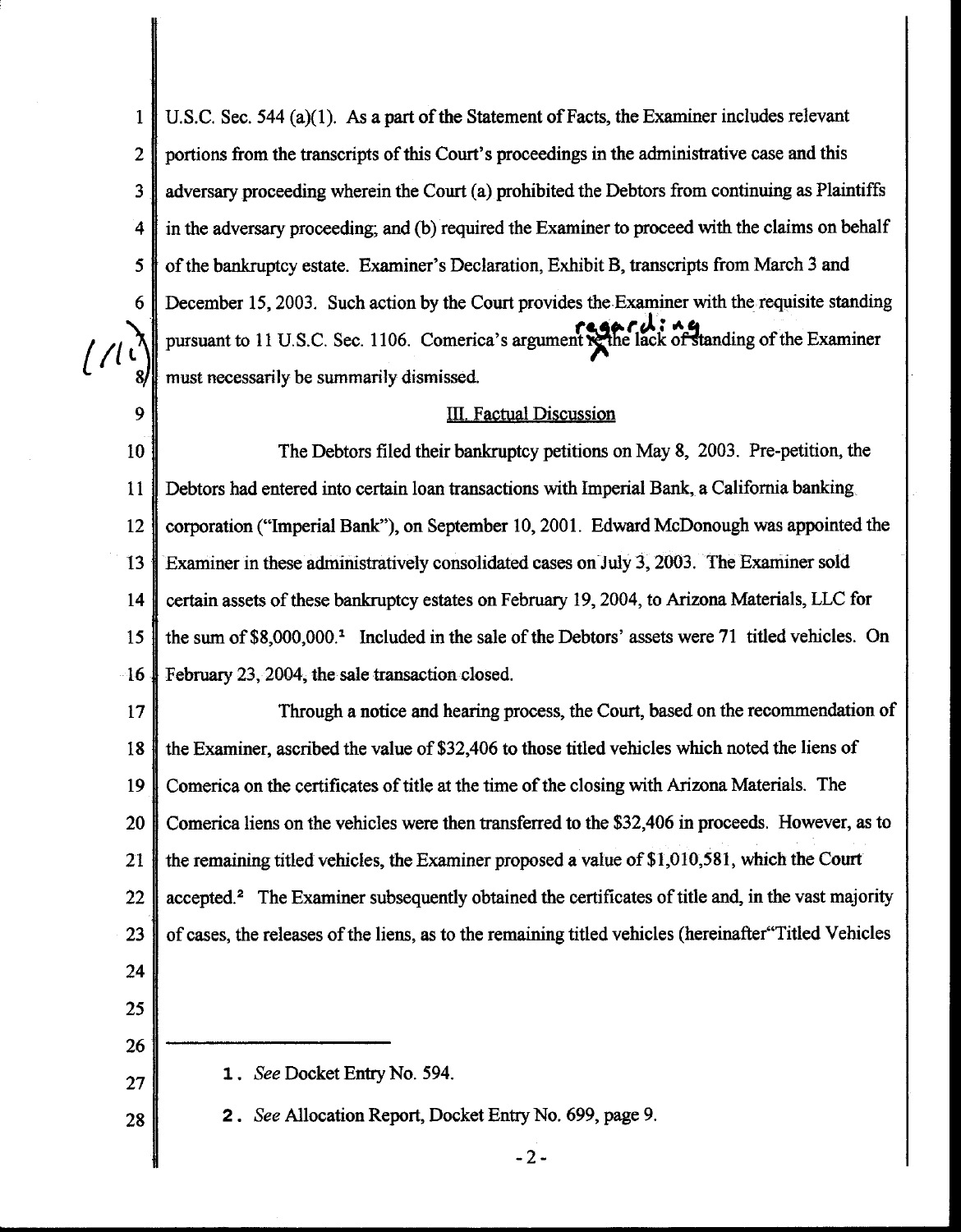U.S.C. Sec. 544 (a)(1). As a part of the Statement of Facts, the Examiner includes relevant portions from the transcripts of this Court's proceedings in the administrative case and this adversary proceeding wherein the Court (a) prohibited the Debtors from continuing as Plaintiffs in the adversary proceeding; and (b) required the Examiner to proceed with the claims on behalf of the bankruptcy estate. Examiner's Declaration, Exhibit B, transcripts from March 3 and December 15, 2003. Such action by the Court provides the Examiner with the requisite standing pursuant to 11 U.S.C. Sec. 1106. Comerica's argument regarding the lack of standing of the Examiner must necessarily be summarily dismissed.

### III. Factual Discussion

The Debtors filed their bankruptcy petitions on May 8, 2003. Pre-petition, the Debtors had entered into certain loan transactions with Imperial Bank, a California banking corporation ("Imperial Bank"), on September 10, 2001. Edward McDonough was appointed the Examiner in these administratively consolidated cases on July 3, 2003. The Examiner sold certain assets of these bankruptcy estates on February 19, 2004, to Arizona Materials, LLC for the sum of $8,000,000.[1] Included in the sale of the Debtors' assets were 71 titled vehicles. On February 23, 2004, the sale transaction closed.

Through a notice and hearing process, the Court, based on the recommendation of the Examiner, ascribed the value of $32,406 to those titled vehicles which noted the liens of Comerica on the certificates of title at the time of the closing with Arizona Materials. The Comerica liens on the vehicles were then transferred to the $32,406 in proceeds. However, as to the remaining titled vehicles, the Examiner proposed a value of $1,010,581, which the Court accepted.[2] The Examiner subsequently obtained the certificates of title and, in the vast majority of cases, the releases of the liens, as to the remaining titled vehicles (hereinafter"Titled Vehicles

---

1. *See* Docket Entry No. 594.

2. *See* Allocation Report, Docket Entry No. 699, page 9.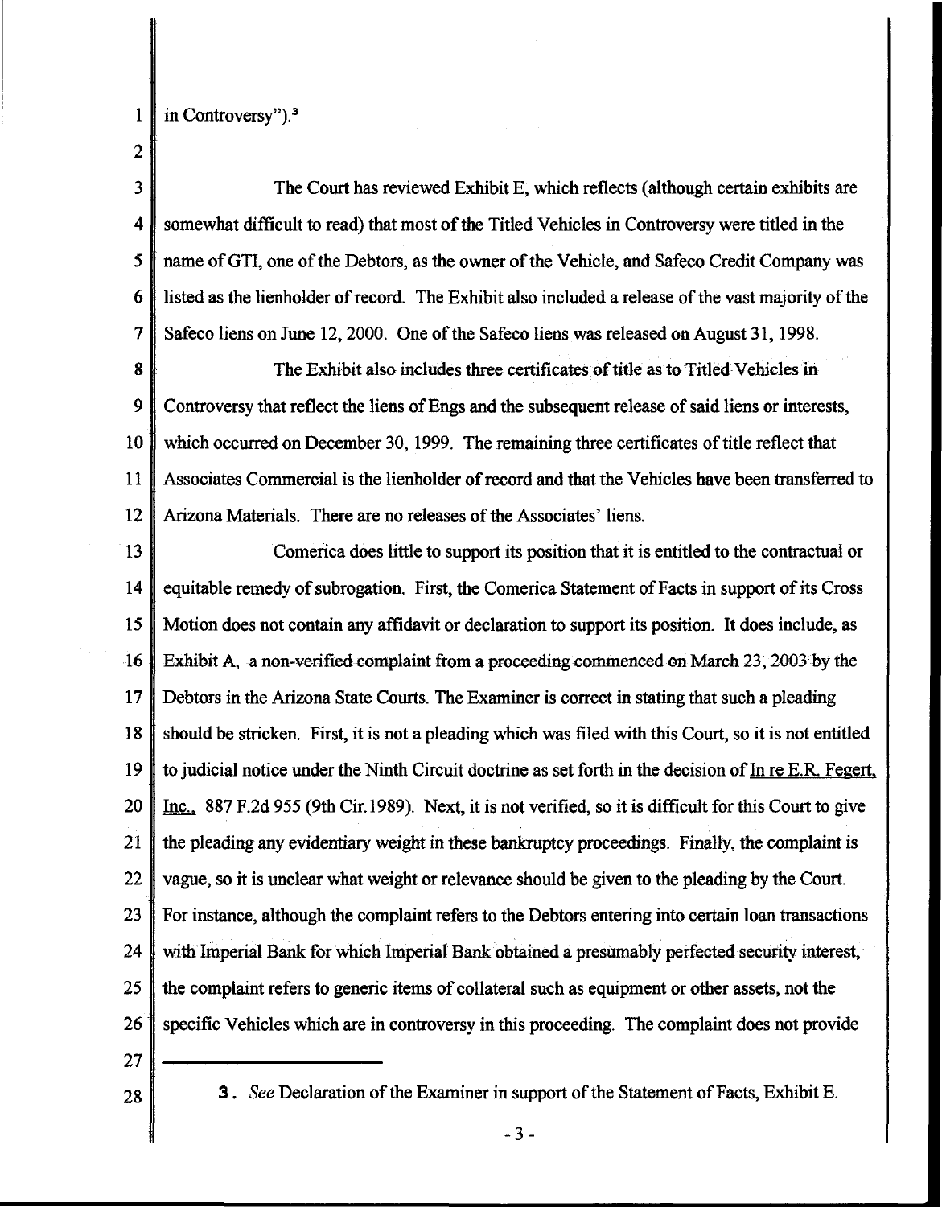in Controversy").[3]

The Court has reviewed Exhibit E, which reflects (although certain exhibits are somewhat difficult to read) that most of the Titled Vehicles in Controversy were titled in the name of GTI, one of the Debtors, as the owner of the Vehicle, and Safeco Credit Company was listed as the lienholder of record. The Exhibit also included a release of the vast majority of the Safeco liens on June 12, 2000. One of the Safeco liens was released on August 31, 1998.

The Exhibit also includes three certificates of title as to Titled Vehicles in Controversy that reflect the liens of Engs and the subsequent release of said liens or interests, which occurred on December 30, 1999. The remaining three certificates of title reflect that Associates Commercial is the lienholder of record and that the Vehicles have been transferred to Arizona Materials. There are no releases of the Associates' liens.

Comerica does little to support its position that it is entitled to the contractual or equitable remedy of subrogation. First, the Comerica Statement of Facts in support of its Cross Motion does not contain any affidavit or declaration to support its position. It does include, as Exhibit A, a non-verified complaint from a proceeding commenced on March 23, 2003 by the Debtors in the Arizona State Courts. The Examiner is correct in stating that such a pleading should be stricken. First, it is not a pleading which was filed with this Court, so it is not entitled to judicial notice under the Ninth Circuit doctrine as set forth in the decision of In re E.R. Fegert, Inc., 887 F.2d 955 (9th Cir.1989). Next, it is not verified, so it is difficult for this Court to give the pleading any evidentiary weight in these bankruptcy proceedings. Finally, the complaint is vague, so it is unclear what weight or relevance should be given to the pleading by the Court. For instance, although the complaint refers to the Debtors entering into certain loan transactions with Imperial Bank for which Imperial Bank obtained a presumably perfected security interest, the complaint refers to generic items of collateral such as equipment or other assets, not the specific Vehicles which are in controversy in this proceeding. The complaint does not provide

---

3. *See* Declaration of the Examiner in support of the Statement of Facts, Exhibit E.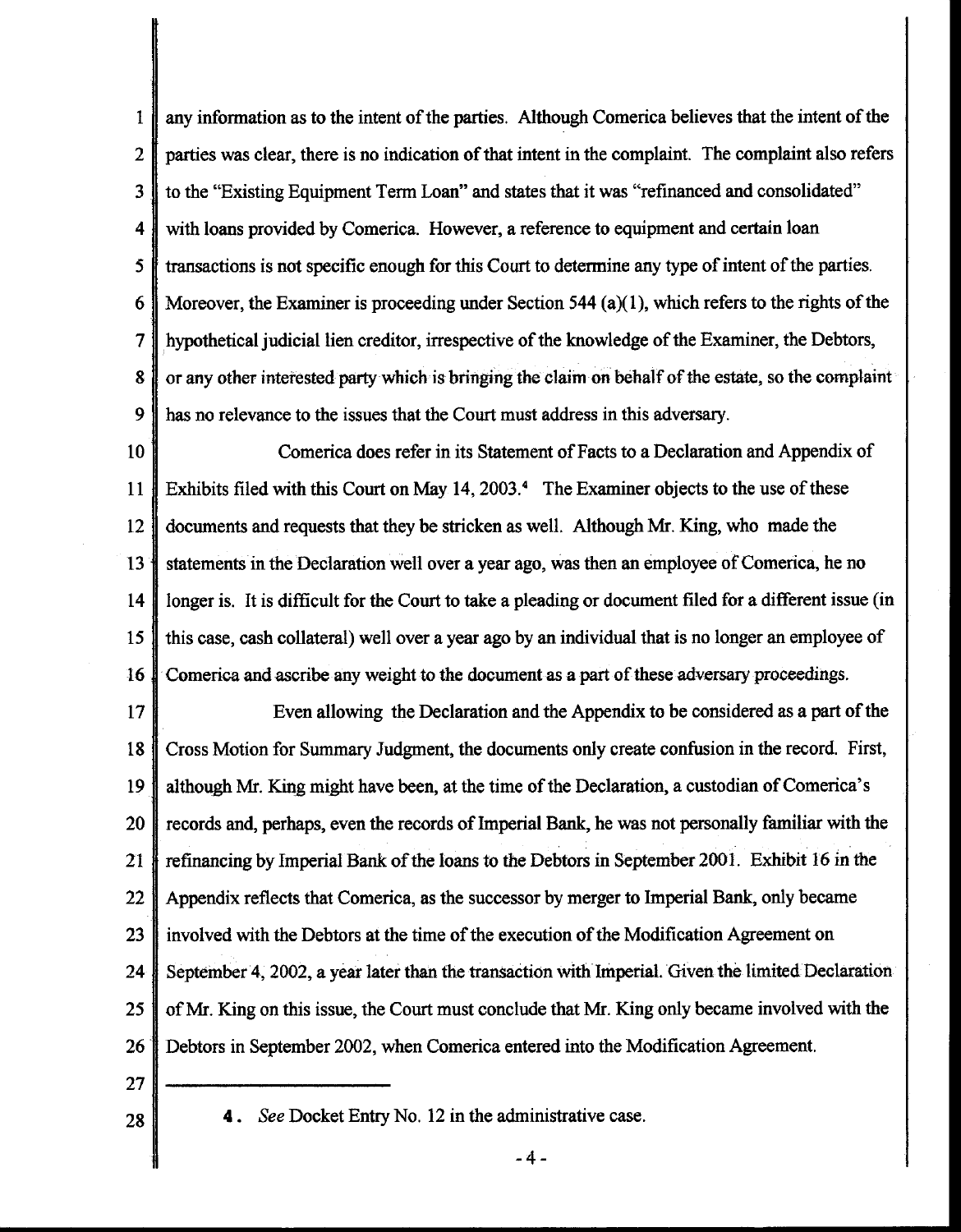any information as to the intent of the parties. Although Comerica believes that the intent of the parties was clear, there is no indication of that intent in the complaint. The complaint also refers to the "Existing Equipment Term Loan" and states that it was "refinanced and consolidated" with loans provided by Comerica. However, a reference to equipment and certain loan transactions is not specific enough for this Court to determine any type of intent of the parties. Moreover, the Examiner is proceeding under Section 544 (a)(1), which refers to the rights of the hypothetical judicial lien creditor, irrespective of the knowledge of the Examiner, the Debtors, or any other interested party which is bringing the claim on behalf of the estate, so the complaint has no relevance to the issues that the Court must address in this adversary.

Comerica does refer in its Statement of Facts to a Declaration and Appendix of Exhibits filed with this Court on May 14, 2003.[4] The Examiner objects to the use of these documents and requests that they be stricken as well. Although Mr. King, who made the statements in the Declaration well over a year ago, was then an employee of Comerica, he no longer is. It is difficult for the Court to take a pleading or document filed for a different issue (in this case, cash collateral) well over a year ago by an individual that is no longer an employee of Comerica and ascribe any weight to the document as a part of these adversary proceedings.

Even allowing the Declaration and the Appendix to be considered as a part of the Cross Motion for Summary Judgment, the documents only create confusion in the record. First, although Mr. King might have been, at the time of the Declaration, a custodian of Comerica's records and, perhaps, even the records of Imperial Bank, he was not personally familiar with the refinancing by Imperial Bank of the loans to the Debtors in September 2001. Exhibit 16 in the Appendix reflects that Comerica, as the successor by merger to Imperial Bank, only became involved with the Debtors at the time of the execution of the Modification Agreement on September 4, 2002, a year later than the transaction with Imperial. Given the limited Declaration of Mr. King on this issue, the Court must conclude that Mr. King only became involved with the Debtors in September 2002, when Comerica entered into the Modification Agreement.

---

4. *See* Docket Entry No. 12 in the administrative case.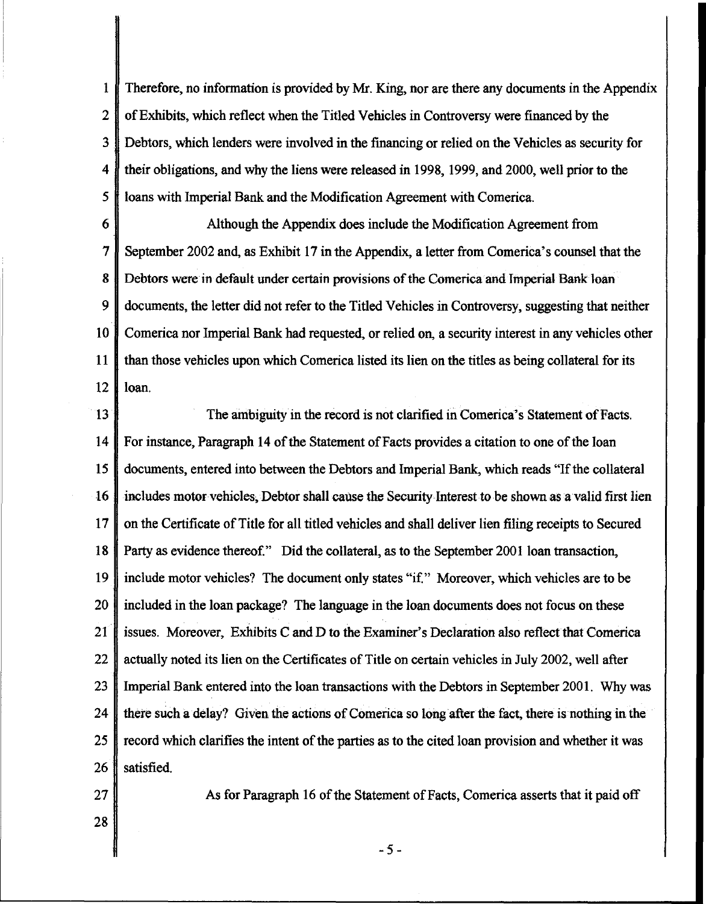Therefore, no information is provided by Mr. King, nor are there any documents in the Appendix of Exhibits, which reflect when the Titled Vehicles in Controversy were financed by the Debtors, which lenders were involved in the financing or relied on the Vehicles as security for their obligations, and why the liens were released in 1998, 1999, and 2000, well prior to the loans with Imperial Bank and the Modification Agreement with Comerica.

Although the Appendix does include the Modification Agreement from September 2002 and, as Exhibit 17 in the Appendix, a letter from Comerica's counsel that the Debtors were in default under certain provisions of the Comerica and Imperial Bank loan documents, the letter did not refer to the Titled Vehicles in Controversy, suggesting that neither Comerica nor Imperial Bank had requested, or relied on, a security interest in any vehicles other than those vehicles upon which Comerica listed its lien on the titles as being collateral for its loan.

The ambiguity in the record is not clarified in Comerica's Statement of Facts. For instance, Paragraph 14 of the Statement of Facts provides a citation to one of the loan documents, entered into between the Debtors and Imperial Bank, which reads "If the collateral includes motor vehicles, Debtor shall cause the Security Interest to be shown as a valid first lien on the Certificate of Title for all titled vehicles and shall deliver lien filing receipts to Secured Party as evidence thereof." Did the collateral, as to the September 2001 loan transaction, include motor vehicles? The document only states "if." Moreover, which vehicles are to be included in the loan package? The language in the loan documents does not focus on these issues. Moreover, Exhibits C and D to the Examiner's Declaration also reflect that Comerica actually noted its lien on the Certificates of Title on certain vehicles in July 2002, well after Imperial Bank entered into the loan transactions with the Debtors in September 2001. Why was there such a delay? Given the actions of Comerica so long after the fact, there is nothing in the record which clarifies the intent of the parties as to the cited loan provision and whether it was satisfied.

As for Paragraph 16 of the Statement of Facts, Comerica asserts that it paid off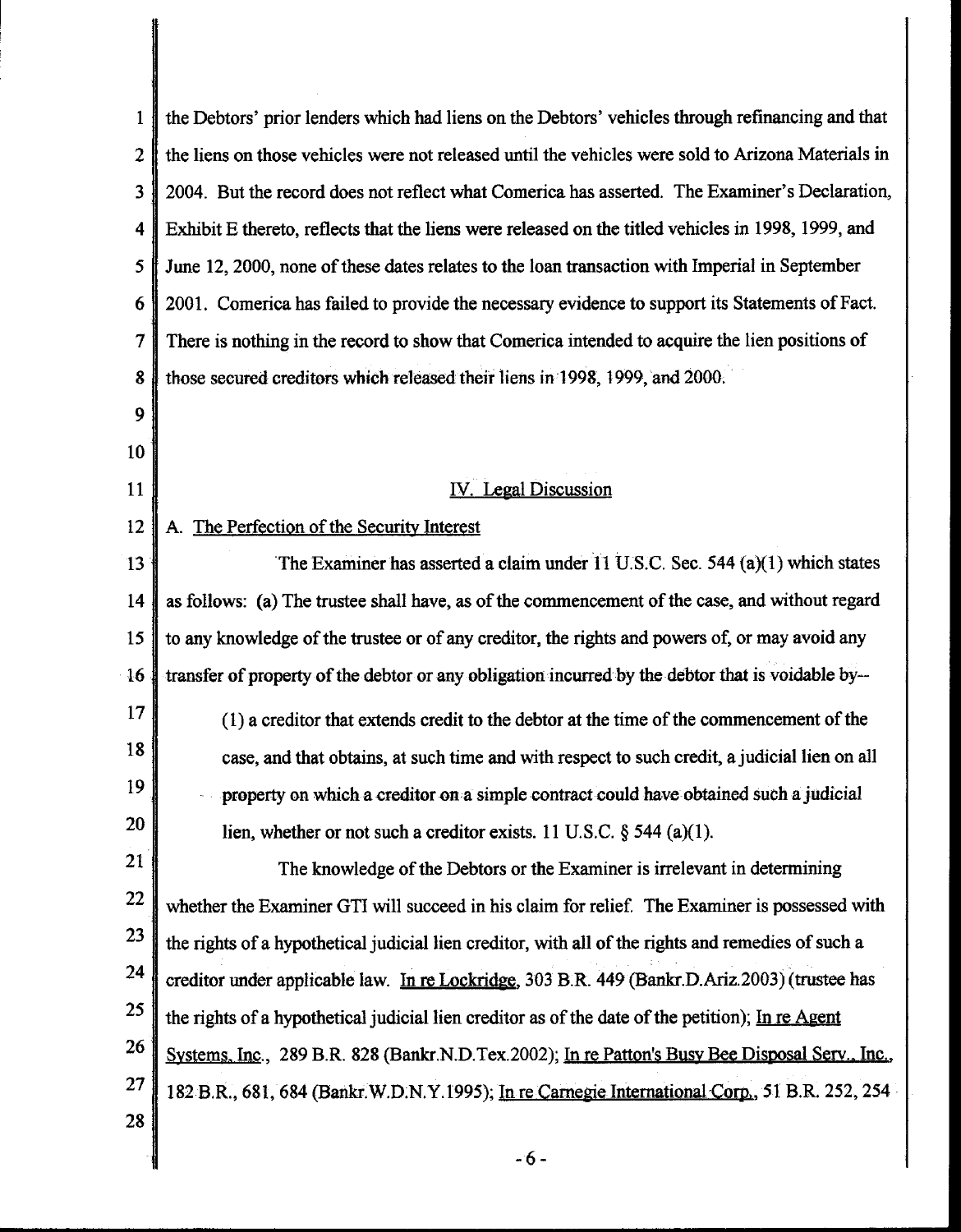the Debtors' prior lenders which had liens on the Debtors' vehicles through refinancing and that the liens on those vehicles were not released until the vehicles were sold to Arizona Materials in 2004. But the record does not reflect what Comerica has asserted. The Examiner's Declaration, Exhibit E thereto, reflects that the liens were released on the titled vehicles in 1998, 1999, and June 12, 2000, none of these dates relates to the loan transaction with Imperial in September 2001. Comerica has failed to provide the necessary evidence to support its Statements of Fact. There is nothing in the record to show that Comerica intended to acquire the lien positions of those secured creditors which released their liens in 1998, 1999, and 2000.

## IV. Legal Discussion

### A. The Perfection of the Security Interest

The Examiner has asserted a claim under 11 U.S.C. Sec. 544 (a)(1) which states as follows: (a) The trustee shall have, as of the commencement of the case, and without regard to any knowledge of the trustee or of any creditor, the rights and powers of, or may avoid any transfer of property of the debtor or any obligation incurred by the debtor that is voidable by--

> (1) a creditor that extends credit to the debtor at the time of the commencement of the case, and that obtains, at such time and with respect to such credit, a judicial lien on all property on which a creditor on a simple contract could have obtained such a judicial lien, whether or not such a creditor exists. 11 U.S.C. § 544 (a)(1).

The knowledge of the Debtors or the Examiner is irrelevant in determining whether the Examiner GTI will succeed in his claim for relief. The Examiner is possessed with the rights of a hypothetical judicial lien creditor, with all of the rights and remedies of such a creditor under applicable law. In re Lockridge, 303 B.R. 449 (Bankr.D.Ariz.2003) (trustee has the rights of a hypothetical judicial lien creditor as of the date of the petition); In re Agent Systems, Inc., 289 B.R. 828 (Bankr.N.D.Tex.2002); In re Patton's Busy Bee Disposal Serv., Inc., 182 B.R., 681, 684 (Bankr.W.D.N.Y.1995); In re Carnegie International Corp., 51 B.R. 252, 254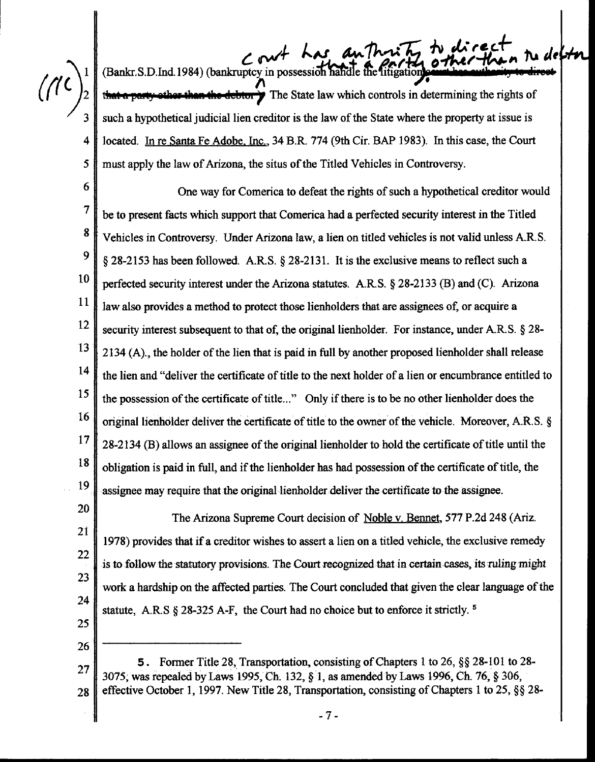(Bankr.S.D.Ind.1984) (bankruptcy in possession handle the litigation, court has authority to direct that a party other than the debtor). The State law which controls in determining the rights of such a hypothetical judicial lien creditor is the law of the State where the property at issue is located. In re Santa Fe Adobe, Inc., 34 B.R. 774 (9th Cir. BAP 1983). In this case, the Court must apply the law of Arizona, the situs of the Titled Vehicles in Controversy.

One way for Comerica to defeat the rights of such a hypothetical creditor would be to present facts which support that Comerica had a perfected security interest in the Titled Vehicles in Controversy. Under Arizona law, a lien on titled vehicles is not valid unless A.R.S. § 28-2153 has been followed. A.R.S. § 28-2131. It is the exclusive means to reflect such a perfected security interest under the Arizona statutes. A.R.S. § 28-2133 (B) and (C). Arizona law also provides a method to protect those lienholders that are assignees of, or acquire a security interest subsequent to that of, the original lienholder. For instance, under A.R.S. § 28-2134 (A)., the holder of the lien that is paid in full by another proposed lienholder shall release the lien and "deliver the certificate of title to the next holder of a lien or encumbrance entitled to the possession of the certificate of title..." Only if there is to be no other lienholder does the original lienholder deliver the certificate of title to the owner of the vehicle. Moreover, A.R.S. § 28-2134 (B) allows an assignee of the original lienholder to hold the certificate of title until the obligation is paid in full, and if the lienholder has had possession of the certificate of title, the assignee may require that the original lienholder deliver the certificate to the assignee.

The Arizona Supreme Court decision of Noble v. Bennet, 577 P.2d 248 (Ariz. 1978) provides that if a creditor wishes to assert a lien on a titled vehicle, the exclusive remedy is to follow the statutory provisions. The Court recognized that in certain cases, its ruling might work a hardship on the affected parties. The Court concluded that given the clear language of the statute, A.R.S § 28-325 A-F, the Court had no choice but to enforce it strictly. [5]

---

5. Former Title 28, Transportation, consisting of Chapters 1 to 26, §§ 28-101 to 28-3075, was repealed by Laws 1995, Ch. 132, § 1, as amended by Laws 1996, Ch. 76, § 306, effective October 1, 1997. New Title 28, Transportation, consisting of Chapters 1 to 25, §§ 28-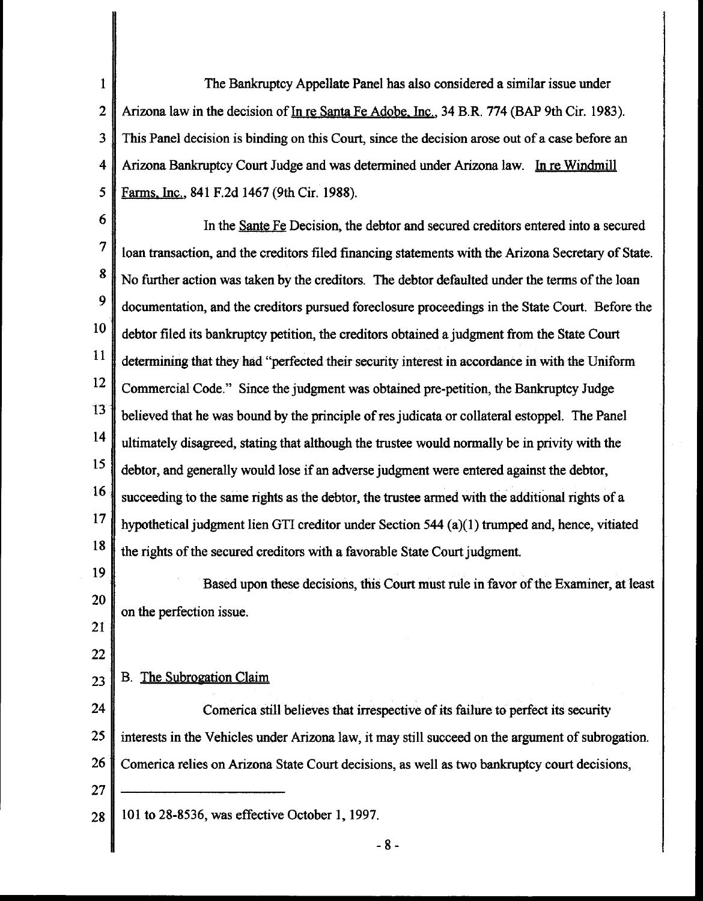The Bankruptcy Appellate Panel has also considered a similar issue under Arizona law in the decision of In re Santa Fe Adobe, Inc., 34 B.R. 774 (BAP 9th Cir. 1983). This Panel decision is binding on this Court, since the decision arose out of a case before an Arizona Bankruptcy Court Judge and was determined under Arizona law. In re Windmill Farms, Inc., 841 F.2d 1467 (9th Cir. 1988).

In the Sante Fe Decision, the debtor and secured creditors entered into a secured loan transaction, and the creditors filed financing statements with the Arizona Secretary of State. No further action was taken by the creditors. The debtor defaulted under the terms of the loan documentation, and the creditors pursued foreclosure proceedings in the State Court. Before the debtor filed its bankruptcy petition, the creditors obtained a judgment from the State Court determining that they had "perfected their security interest in accordance in with the Uniform Commercial Code." Since the judgment was obtained pre-petition, the Bankruptcy Judge believed that he was bound by the principle of res judicata or collateral estoppel. The Panel ultimately disagreed, stating that although the trustee would normally be in privity with the debtor, and generally would lose if an adverse judgment were entered against the debtor, succeeding to the same rights as the debtor, the trustee armed with the additional rights of a hypothetical judgment lien GTI creditor under Section 544 (a)(1) trumped and, hence, vitiated the rights of the secured creditors with a favorable State Court judgment.

Based upon these decisions, this Court must rule in favor of the Examiner, at least on the perfection issue.

B. The Subrogation Claim

Comerica still believes that irrespective of its failure to perfect its security interests in the Vehicles under Arizona law, it may still succeed on the argument of subrogation. Comerica relies on Arizona State Court decisions, as well as two bankruptcy court decisions,

---

101 to 28-8536, was effective October 1, 1997.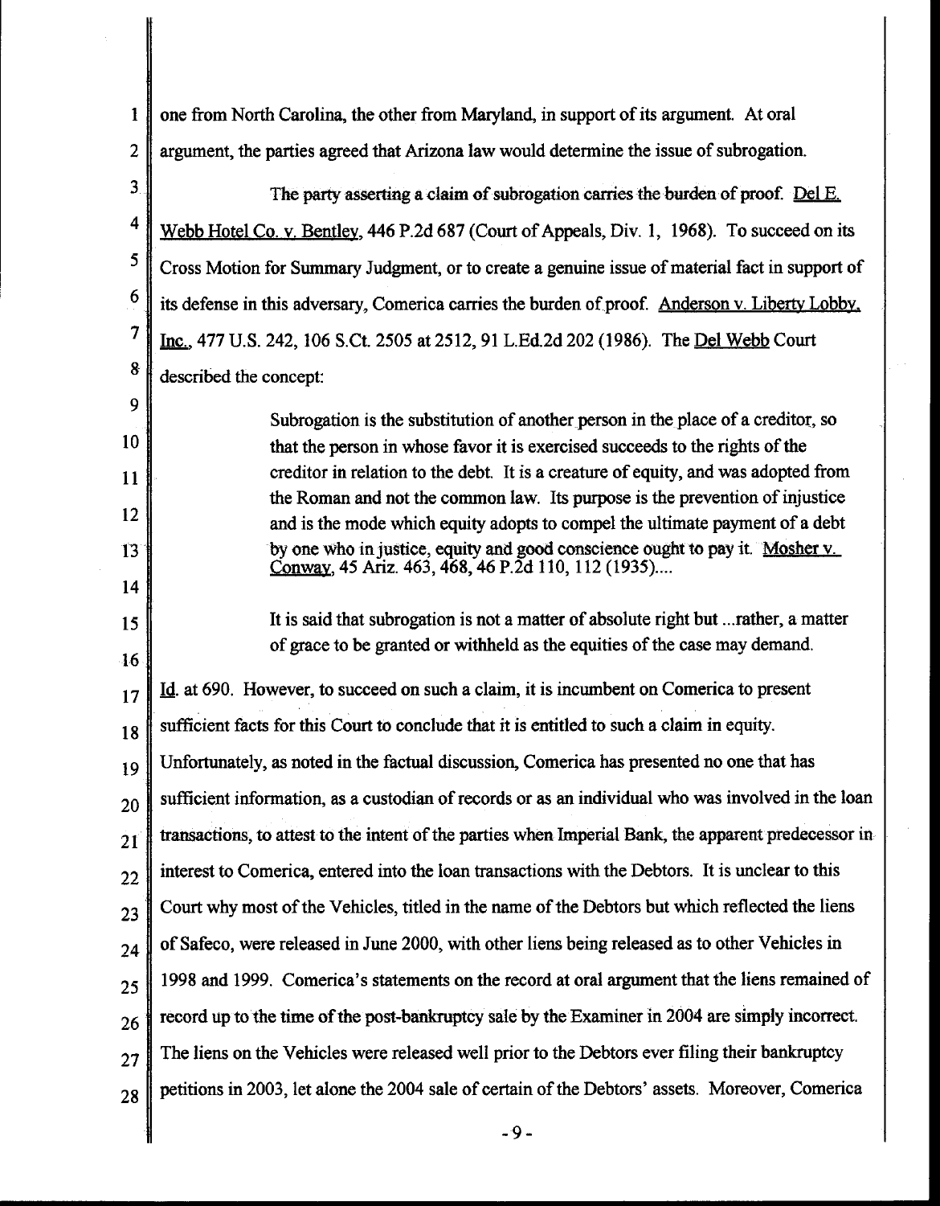one from North Carolina, the other from Maryland, in support of its argument. At oral argument, the parties agreed that Arizona law would determine the issue of subrogation.

The party asserting a claim of subrogation carries the burden of proof. Del E. Webb Hotel Co. v. Bentley, 446 P.2d 687 (Court of Appeals, Div. 1, 1968). To succeed on its Cross Motion for Summary Judgment, or to create a genuine issue of material fact in support of its defense in this adversary, Comerica carries the burden of proof. Anderson v. Liberty Lobby, Inc., 477 U.S. 242, 106 S.Ct. 2505 at 2512, 91 L.Ed.2d 202 (1986). The Del Webb Court described the concept:

> Subrogation is the substitution of another person in the place of a creditor, so that the person in whose favor it is exercised succeeds to the rights of the creditor in relation to the debt. It is a creature of equity, and was adopted from the Roman and not the common law. Its purpose is the prevention of injustice and is the mode which equity adopts to compel the ultimate payment of a debt by one who in justice, equity and good conscience ought to pay it. Mosher v. Conway, 45 Ariz. 463, 468, 46 P.2d 110, 112 (1935)....
>
> It is said that subrogation is not a matter of absolute right but ...rather, a matter of grace to be granted or withheld as the equities of the case may demand.

Id. at 690. However, to succeed on such a claim, it is incumbent on Comerica to present sufficient facts for this Court to conclude that it is entitled to such a claim in equity. Unfortunately, as noted in the factual discussion, Comerica has presented no one that has sufficient information, as a custodian of records or as an individual who was involved in the loan transactions, to attest to the intent of the parties when Imperial Bank, the apparent predecessor in interest to Comerica, entered into the loan transactions with the Debtors. It is unclear to this Court why most of the Vehicles, titled in the name of the Debtors but which reflected the liens of Safeco, were released in June 2000, with other liens being released as to other Vehicles in 1998 and 1999. Comerica's statements on the record at oral argument that the liens remained of record up to the time of the post-bankruptcy sale by the Examiner in 2004 are simply incorrect. The liens on the Vehicles were released well prior to the Debtors ever filing their bankruptcy petitions in 2003, let alone the 2004 sale of certain of the Debtors' assets. Moreover, Comerica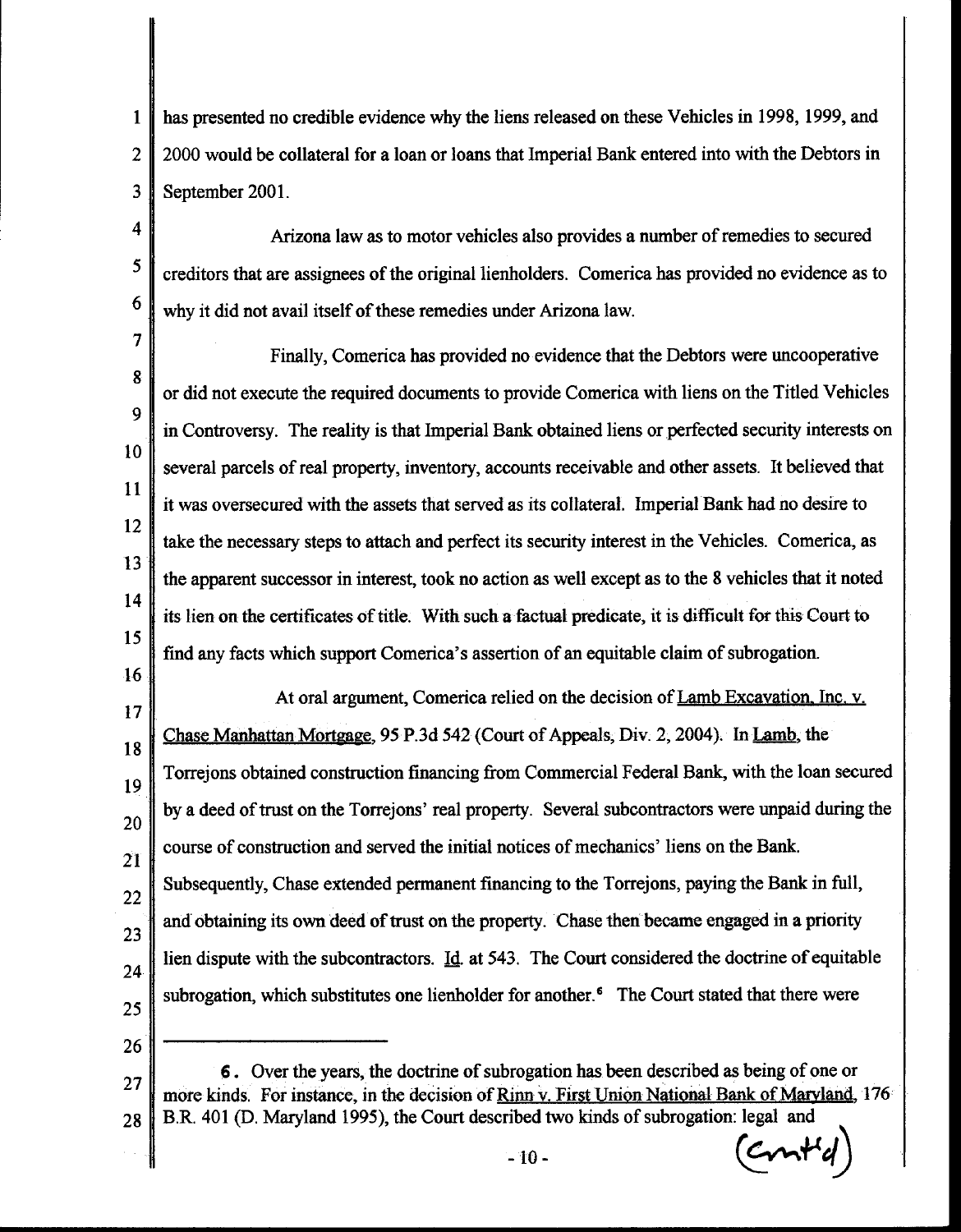has presented no credible evidence why the liens released on these Vehicles in 1998, 1999, and 2000 would be collateral for a loan or loans that Imperial Bank entered into with the Debtors in September 2001.

Arizona law as to motor vehicles also provides a number of remedies to secured creditors that are assignees of the original lienholders. Comerica has provided no evidence as to why it did not avail itself of these remedies under Arizona law.

Finally, Comerica has provided no evidence that the Debtors were uncooperative or did not execute the required documents to provide Comerica with liens on the Titled Vehicles in Controversy. The reality is that Imperial Bank obtained liens or perfected security interests on several parcels of real property, inventory, accounts receivable and other assets. It believed that it was oversecured with the assets that served as its collateral. Imperial Bank had no desire to take the necessary steps to attach and perfect its security interest in the Vehicles. Comerica, as the apparent successor in interest, took no action as well except as to the 8 vehicles that it noted its lien on the certificates of title. With such a factual predicate, it is difficult for this Court to find any facts which support Comerica's assertion of an equitable claim of subrogation.

At oral argument, Comerica relied on the decision of Lamb Excavation, Inc. v. Chase Manhattan Mortgage, 95 P.3d 542 (Court of Appeals, Div. 2, 2004). In Lamb, the Torrejons obtained construction financing from Commercial Federal Bank, with the loan secured by a deed of trust on the Torrejons' real property. Several subcontractors were unpaid during the course of construction and served the initial notices of mechanics' liens on the Bank. Subsequently, Chase extended permanent financing to the Torrejons, paying the Bank in full, and obtaining its own deed of trust on the property. Chase then became engaged in a priority lien dispute with the subcontractors. Id. at 543. The Court considered the doctrine of equitable subrogation, which substitutes one lienholder for another.[6] The Court stated that there were

---

6. Over the years, the doctrine of subrogation has been described as being of one or more kinds. For instance, in the decision of Rinn v. First Union National Bank of Maryland, 176 B.R. 401 (D. Maryland 1995), the Court described two kinds of subrogation: legal and (cont'd)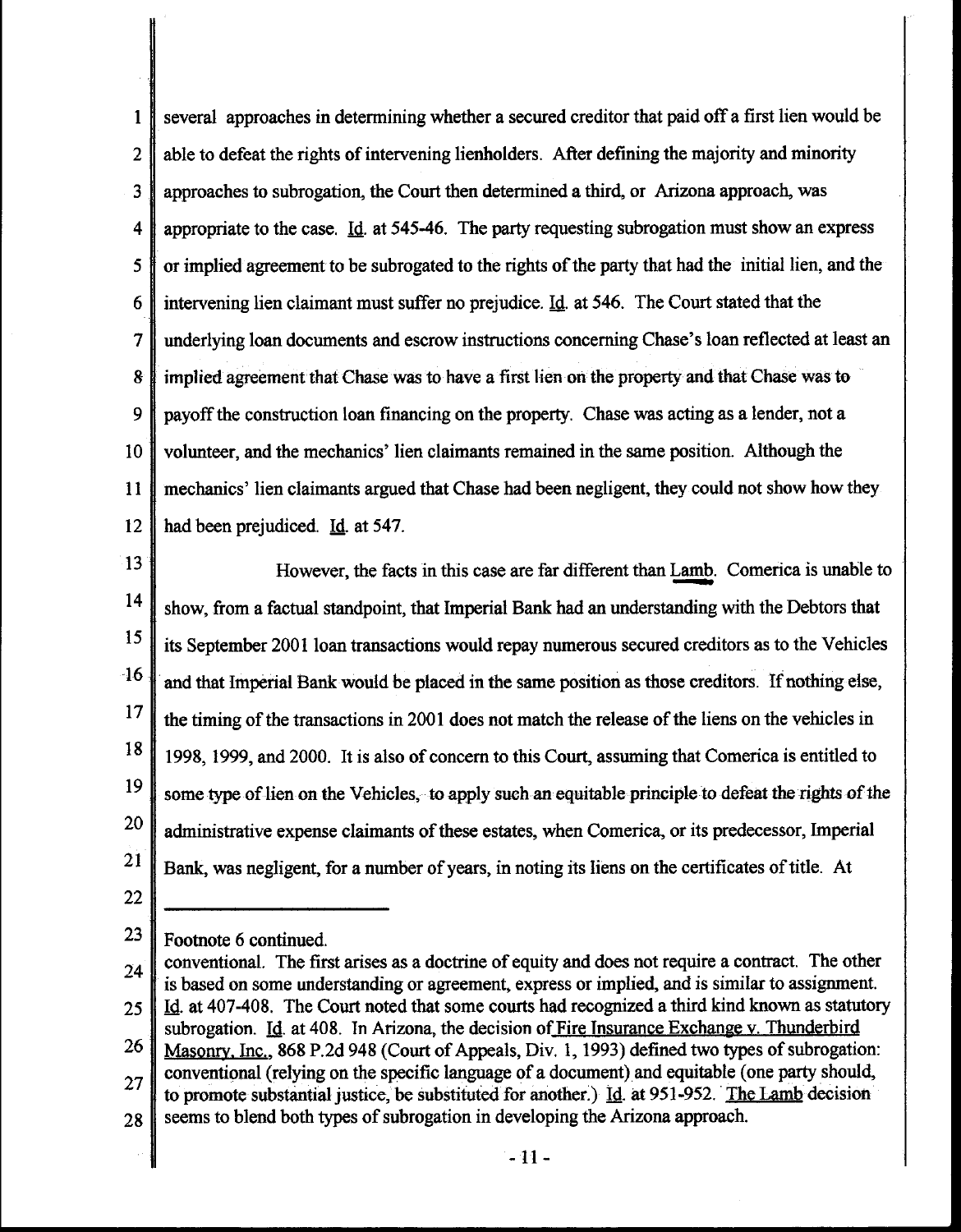several approaches in determining whether a secured creditor that paid off a first lien would be able to defeat the rights of intervening lienholders. After defining the majority and minority approaches to subrogation, the Court then determined a third, or Arizona approach, was appropriate to the case. Id. at 545-46. The party requesting subrogation must show an express or implied agreement to be subrogated to the rights of the party that had the initial lien, and the intervening lien claimant must suffer no prejudice. Id. at 546. The Court stated that the underlying loan documents and escrow instructions concerning Chase's loan reflected at least an implied agreement that Chase was to have a first lien on the property and that Chase was to payoff the construction loan financing on the property. Chase was acting as a lender, not a volunteer, and the mechanics' lien claimants remained in the same position. Although the mechanics' lien claimants argued that Chase had been negligent, they could not show how they had been prejudiced. Id. at 547.

However, the facts in this case are far different than Lamb. Comerica is unable to show, from a factual standpoint, that Imperial Bank had an understanding with the Debtors that its September 2001 loan transactions would repay numerous secured creditors as to the Vehicles and that Imperial Bank would be placed in the same position as those creditors. If nothing else, the timing of the transactions in 2001 does not match the release of the liens on the vehicles in 1998, 1999, and 2000. It is also of concern to this Court, assuming that Comerica is entitled to some type of lien on the Vehicles, to apply such an equitable principle to defeat the rights of the administrative expense claimants of these estates, when Comerica, or its predecessor, Imperial Bank, was negligent, for a number of years, in noting its liens on the certificates of title. At

---

Footnote 6 continued.
conventional. The first arises as a doctrine of equity and does not require a contract. The other is based on some understanding or agreement, express or implied, and is similar to assignment. Id. at 407-408. The Court noted that some courts had recognized a third kind known as statutory subrogation. Id. at 408. In Arizona, the decision of Fire Insurance Exchange v. Thunderbird Masonry, Inc., 868 P.2d 948 (Court of Appeals, Div. 1, 1993) defined two types of subrogation: conventional (relying on the specific language of a document) and equitable (one party should, to promote substantial justice, be substituted for another.) Id. at 951-952. The Lamb decision seems to blend both types of subrogation in developing the Arizona approach.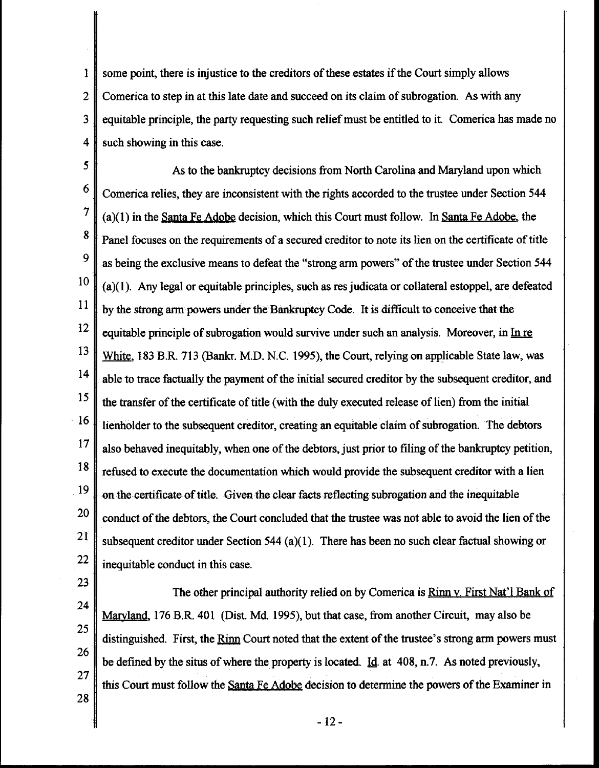some point, there is injustice to the creditors of these estates if the Court simply allows Comerica to step in at this late date and succeed on its claim of subrogation. As with any equitable principle, the party requesting such relief must be entitled to it. Comerica has made no such showing in this case.

As to the bankruptcy decisions from North Carolina and Maryland upon which Comerica relies, they are inconsistent with the rights accorded to the trustee under Section 544 (a)(1) in the Santa Fe Adobe decision, which this Court must follow. In Santa Fe Adobe, the Panel focuses on the requirements of a secured creditor to note its lien on the certificate of title as being the exclusive means to defeat the "strong arm powers" of the trustee under Section 544 (a)(1). Any legal or equitable principles, such as res judicata or collateral estoppel, are defeated by the strong arm powers under the Bankruptcy Code. It is difficult to conceive that the equitable principle of subrogation would survive under such an analysis. Moreover, in In re White, 183 B.R. 713 (Bankr. M.D. N.C. 1995), the Court, relying on applicable State law, was able to trace factually the payment of the initial secured creditor by the subsequent creditor, and the transfer of the certificate of title (with the duly executed release of lien) from the initial lienholder to the subsequent creditor, creating an equitable claim of subrogation. The debtors also behaved inequitably, when one of the debtors, just prior to filing of the bankruptcy petition, refused to execute the documentation which would provide the subsequent creditor with a lien on the certificate of title. Given the clear facts reflecting subrogation and the inequitable conduct of the debtors, the Court concluded that the trustee was not able to avoid the lien of the subsequent creditor under Section 544 (a)(1). There has been no such clear factual showing or inequitable conduct in this case.

The other principal authority relied on by Comerica is Rinn v. First Nat'l Bank of Maryland, 176 B.R. 401 (Dist. Md. 1995), but that case, from another Circuit, may also be distinguished. First, the Rinn Court noted that the extent of the trustee's strong arm powers must be defined by the situs of where the property is located. Id. at 408, n.7. As noted previously, this Court must follow the Santa Fe Adobe decision to determine the powers of the Examiner in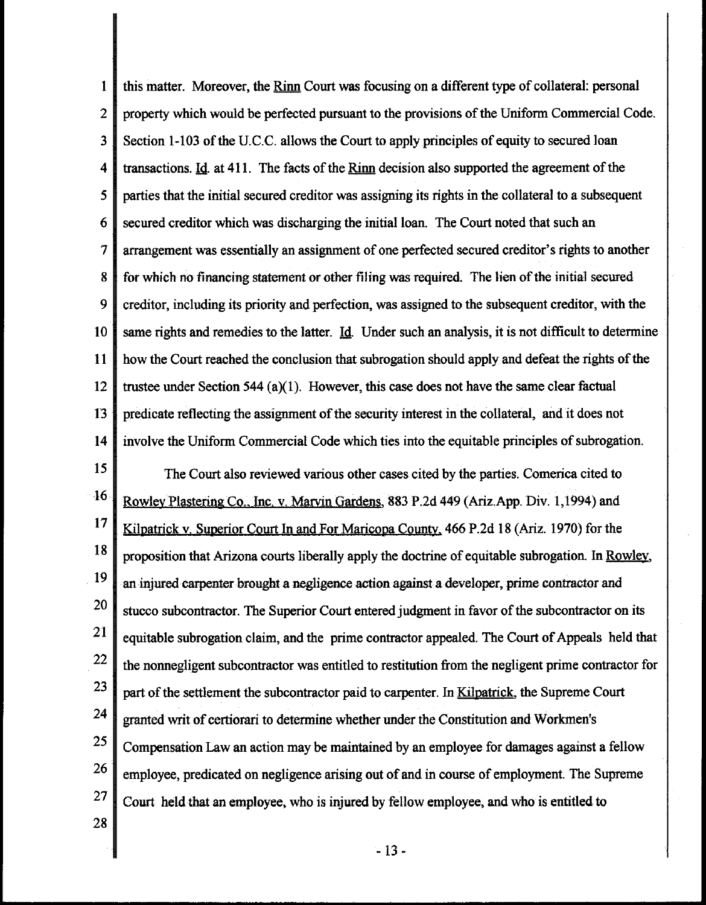this matter. Moreover, the Rinn Court was focusing on a different type of collateral: personal property which would be perfected pursuant to the provisions of the Uniform Commercial Code. Section 1-103 of the U.C.C. allows the Court to apply principles of equity to secured loan transactions. Id. at 411. The facts of the Rinn decision also supported the agreement of the parties that the initial secured creditor was assigning its rights in the collateral to a subsequent secured creditor which was discharging the initial loan. The Court noted that such an arrangement was essentially an assignment of one perfected secured creditor's rights to another for which no financing statement or other filing was required. The lien of the initial secured creditor, including its priority and perfection, was assigned to the subsequent creditor, with the same rights and remedies to the latter. Id. Under such an analysis, it is not difficult to determine how the Court reached the conclusion that subrogation should apply and defeat the rights of the trustee under Section 544 (a)(1). However, this case does not have the same clear factual predicate reflecting the assignment of the security interest in the collateral, and it does not involve the Uniform Commercial Code which ties into the equitable principles of subrogation.

The Court also reviewed various other cases cited by the parties. Comerica cited to Rowley Plastering Co., Inc. v. Marvin Gardens, 883 P.2d 449 (Ariz.App. Div. 1,1994) and Kilpatrick v. Superior Court In and For Maricopa County, 466 P.2d 18 (Ariz. 1970) for the proposition that Arizona courts liberally apply the doctrine of equitable subrogation. In Rowley, an injured carpenter brought a negligence action against a developer, prime contractor and stucco subcontractor. The Superior Court entered judgment in favor of the subcontractor on its equitable subrogation claim, and the prime contractor appealed. The Court of Appeals held that the nonnegligent subcontractor was entitled to restitution from the negligent prime contractor for part of the settlement the subcontractor paid to carpenter. In Kilpatrick, the Supreme Court granted writ of certiorari to determine whether under the Constitution and Workmen's Compensation Law an action may be maintained by an employee for damages against a fellow employee, predicated on negligence arising out of and in course of employment. The Supreme Court held that an employee, who is injured by fellow employee, and who is entitled to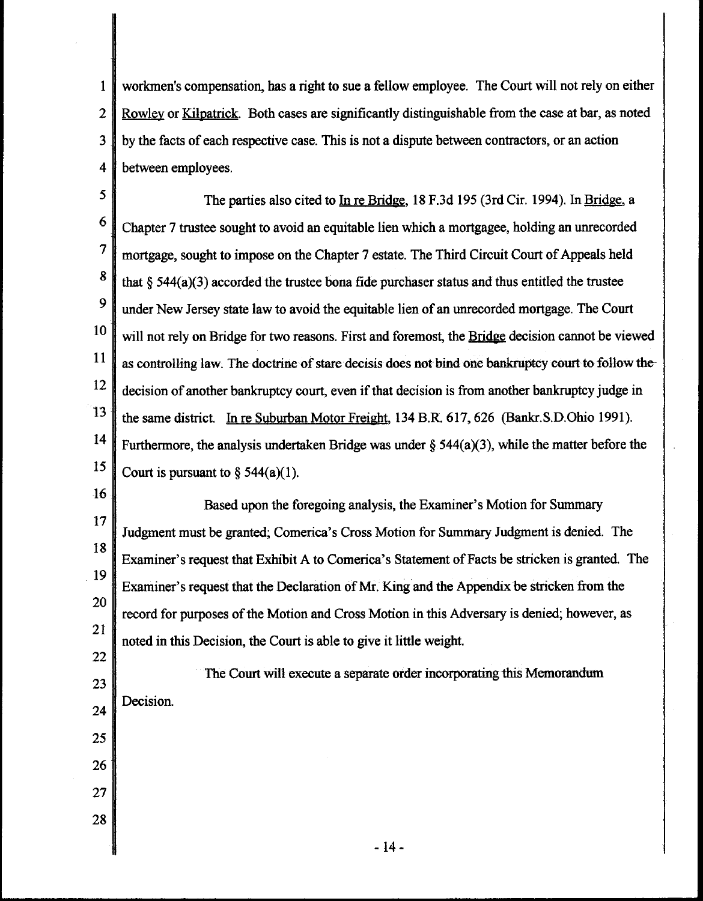workmen's compensation, has a right to sue a fellow employee. The Court will not rely on either Rowley or Kilpatrick. Both cases are significantly distinguishable from the case at bar, as noted by the facts of each respective case. This is not a dispute between contractors, or an action between employees.

The parties also cited to In re Bridge, 18 F.3d 195 (3rd Cir. 1994). In Bridge, a Chapter 7 trustee sought to avoid an equitable lien which a mortgagee, holding an unrecorded mortgage, sought to impose on the Chapter 7 estate. The Third Circuit Court of Appeals held that § 544(a)(3) accorded the trustee bona fide purchaser status and thus entitled the trustee under New Jersey state law to avoid the equitable lien of an unrecorded mortgage. The Court will not rely on Bridge for two reasons. First and foremost, the Bridge decision cannot be viewed as controlling law. The doctrine of stare decisis does not bind one bankruptcy court to follow the decision of another bankruptcy court, even if that decision is from another bankruptcy judge in the same district. In re Suburban Motor Freight, 134 B.R. 617, 626 (Bankr.S.D.Ohio 1991). Furthermore, the analysis undertaken Bridge was under § 544(a)(3), while the matter before the Court is pursuant to § 544(a)(1).

Based upon the foregoing analysis, the Examiner's Motion for Summary Judgment must be granted; Comerica's Cross Motion for Summary Judgment is denied. The Examiner's request that Exhibit A to Comerica's Statement of Facts be stricken is granted. The Examiner's request that the Declaration of Mr. King and the Appendix be stricken from the record for purposes of the Motion and Cross Motion in this Adversary is denied; however, as noted in this Decision, the Court is able to give it little weight.

The Court will execute a separate order incorporating this Memorandum Decision.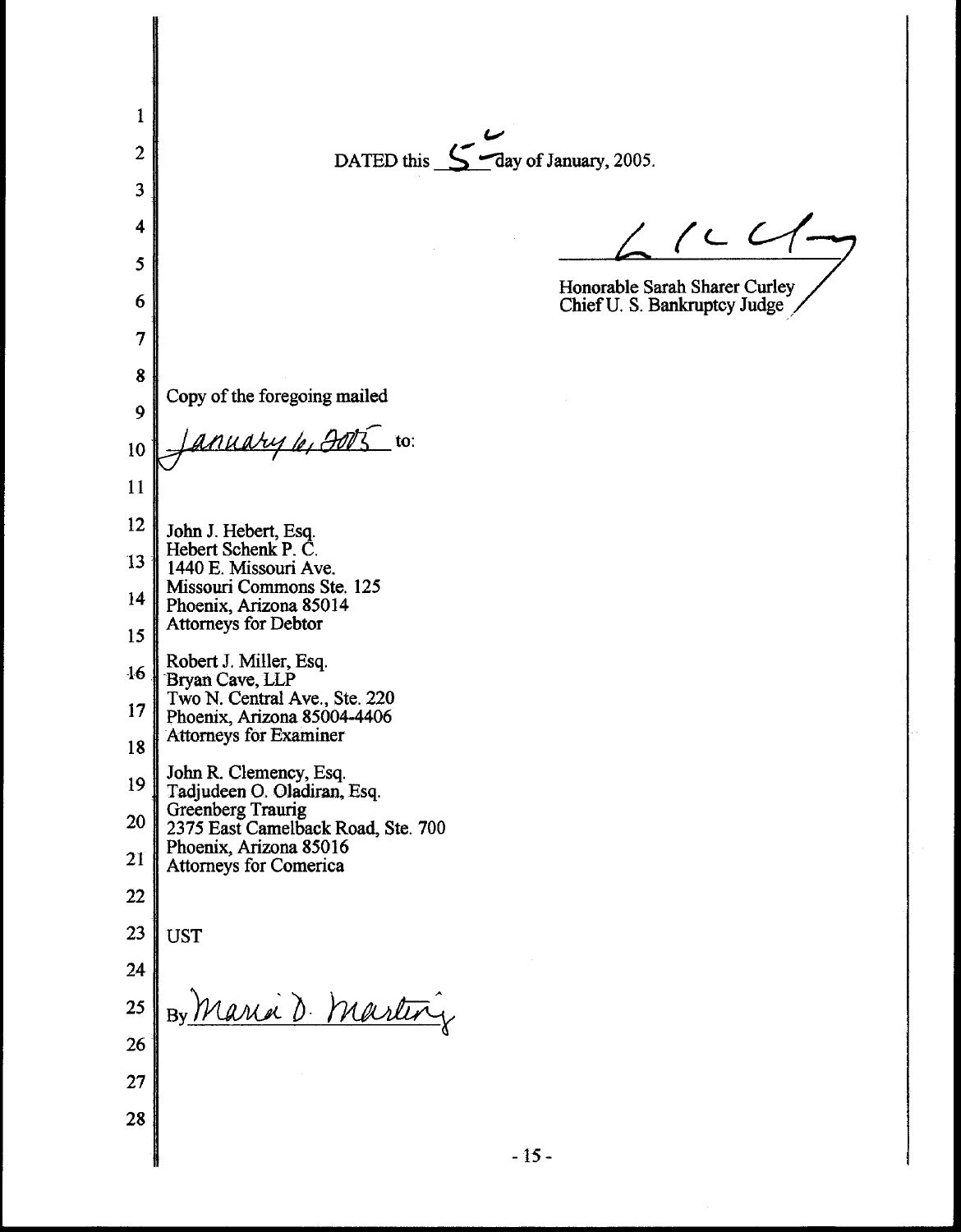DATED this 5 day of January, 2005.

Honorable Sarah Sharer Curley
Chief U. S. Bankruptcy Judge

Copy of the foregoing mailed
January 6, 2005 to:

John J. Hebert, Esq.
Hebert Schenk P. C.
1440 E. Missouri Ave.
Missouri Commons Ste. 125
Phoenix, Arizona 85014
Attorneys for Debtor

Robert J. Miller, Esq.
Bryan Cave, LLP
Two N. Central Ave., Ste. 220
Phoenix, Arizona 85004-4406
Attorneys for Examiner

John R. Clemency, Esq.
Tadjudeen O. Oladiran, Esq.
Greenberg Traurig
2375 East Camelback Road, Ste. 700
Phoenix, Arizona 85016
Attorneys for Comerica

UST

By Maria D. Martinez